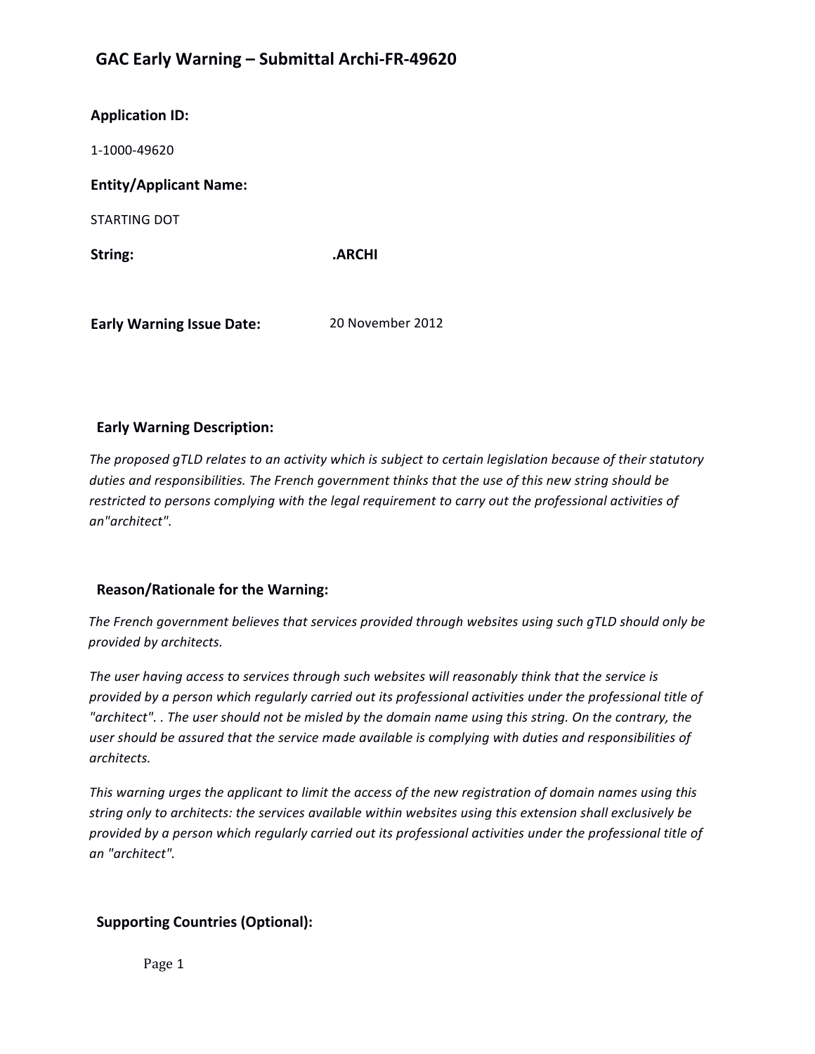# GAC Early Warning – Submittal Archi-FR-49620

**Application ID:**

1-1000-49620

**Entity/Applicant Name:**

STARTING DOT

**String:** **.ARCHI**

**Early Warning Issue Date:** 20 November 2012

## Early Warning Description:

*The proposed gTLD relates to an activity which is subject to certain legislation because of their statutory duties and responsibilities. The French government thinks that the use of this new string should be restricted to persons complying with the legal requirement to carry out the professional activities of an"architect".*

## Reason/Rationale for the Warning:

*The French government believes that services provided through websites using such gTLD should only be provided by architects.*

*The user having access to services through such websites will reasonably think that the service is provided by a person which regularly carried out its professional activities under the professional title of "architect". . The user should not be misled by the domain name using this string. On the contrary, the user should be assured that the service made available is complying with duties and responsibilities of architects.*

*This warning urges the applicant to limit the access of the new registration of domain names using this string only to architects: the services available within websites using this extension shall exclusively be provided by a person which regularly carried out its professional activities under the professional title of an "architect".*

## Supporting Countries (Optional):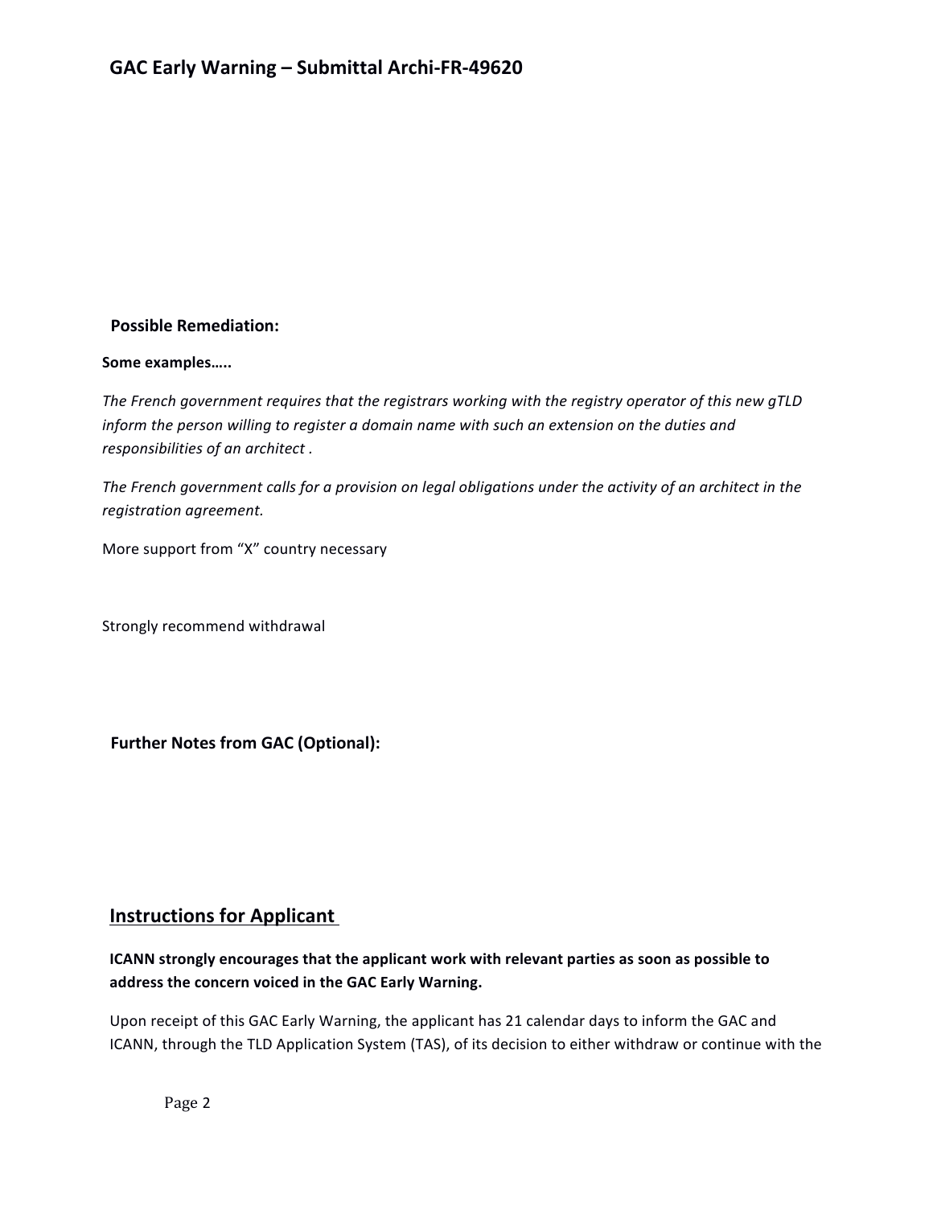**Possible Remediation:**

**Some examples…..**

*The French government requires that the registrars working with the registry operator of this new gTLD inform the person willing to register a domain name with such an extension on the duties and responsibilities of an architect .*

*The French government calls for a provision on legal obligations under the activity of an architect in the registration agreement.*

More support from "X" country necessary

Strongly recommend withdrawal

**Further Notes from GAC (Optional):**

## Instructions for Applicant

**ICANN strongly encourages that the applicant work with relevant parties as soon as possible to address the concern voiced in the GAC Early Warning.**

Upon receipt of this GAC Early Warning, the applicant has 21 calendar days to inform the GAC and ICANN, through the TLD Application System (TAS), of its decision to either withdraw or continue with the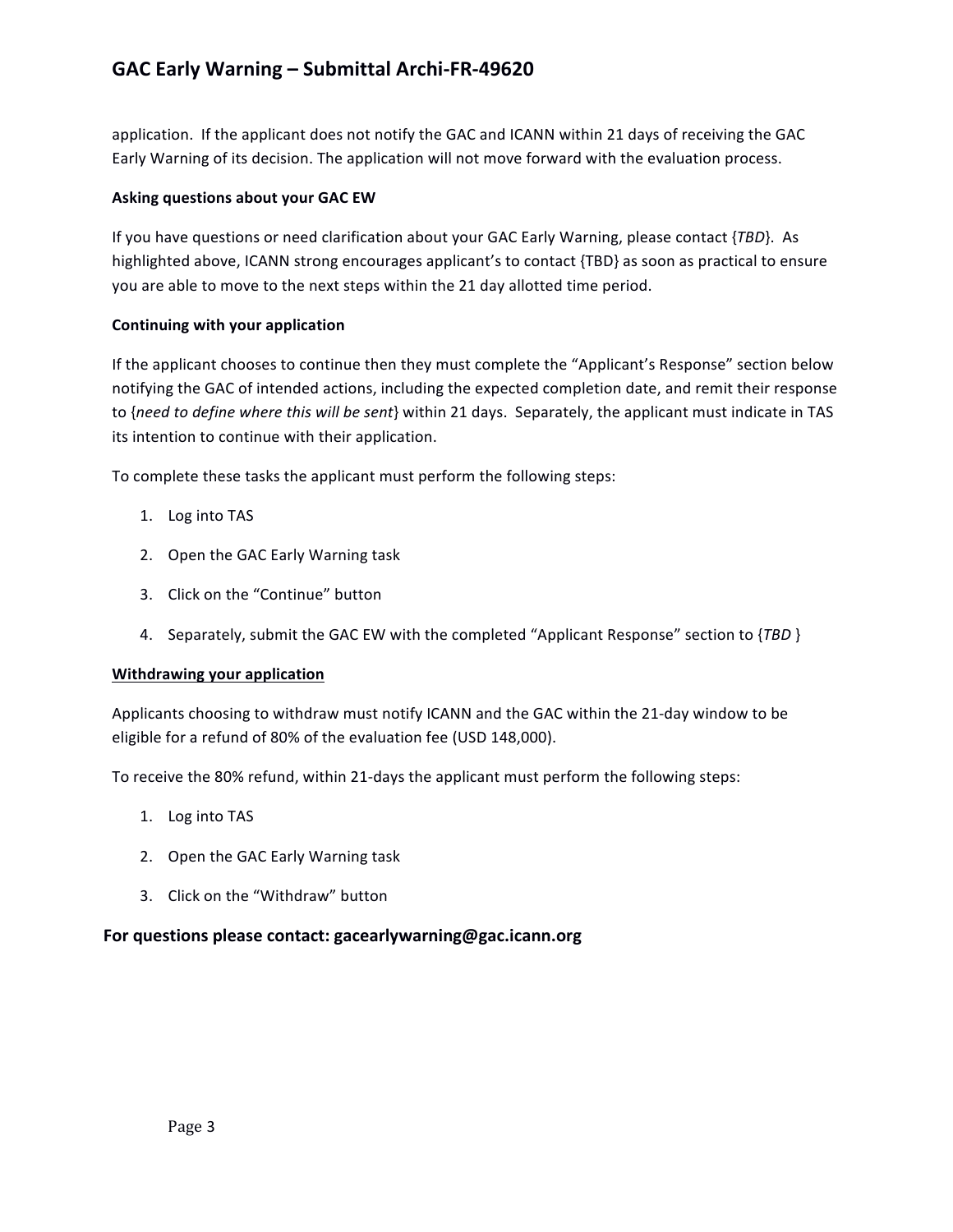application. If the applicant does not notify the GAC and ICANN within 21 days of receiving the GAC Early Warning of its decision. The application will not move forward with the evaluation process.

**Asking questions about your GAC EW**

If you have questions or need clarification about your GAC Early Warning, please contact {*TBD*}. As highlighted above, ICANN strong encourages applicant's to contact {TBD} as soon as practical to ensure you are able to move to the next steps within the 21 day allotted time period.

**Continuing with your application**

If the applicant chooses to continue then they must complete the "Applicant's Response" section below notifying the GAC of intended actions, including the expected completion date, and remit their response to {*need to define where this will be sent*} within 21 days. Separately, the applicant must indicate in TAS its intention to continue with their application.

To complete these tasks the applicant must perform the following steps:

1. Log into TAS
2. Open the GAC Early Warning task
3. Click on the "Continue" button
4. Separately, submit the GAC EW with the completed "Applicant Response" section to {*TBD* }

**Withdrawing your application**

Applicants choosing to withdraw must notify ICANN and the GAC within the 21-day window to be eligible for a refund of 80% of the evaluation fee (USD 148,000).

To receive the 80% refund, within 21-days the applicant must perform the following steps:

1. Log into TAS
2. Open the GAC Early Warning task
3. Click on the "Withdraw" button

**For questions please contact: gacearlywarning@gac.icann.org**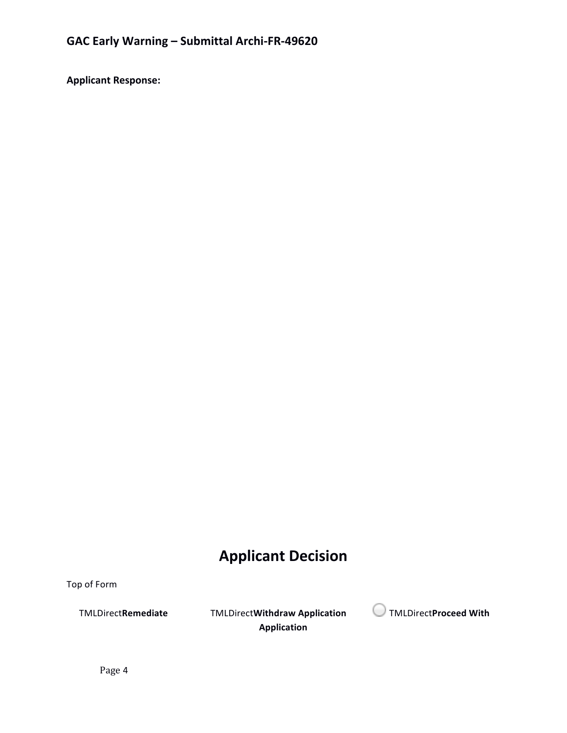**GAC Early Warning – Submittal Archi-FR-49620**

**Applicant Response:**

# Applicant Decision

Top of Form

TMLDirect**Remediate** TMLDirect**Withdraw Application** TMLDirect**Proceed With Application**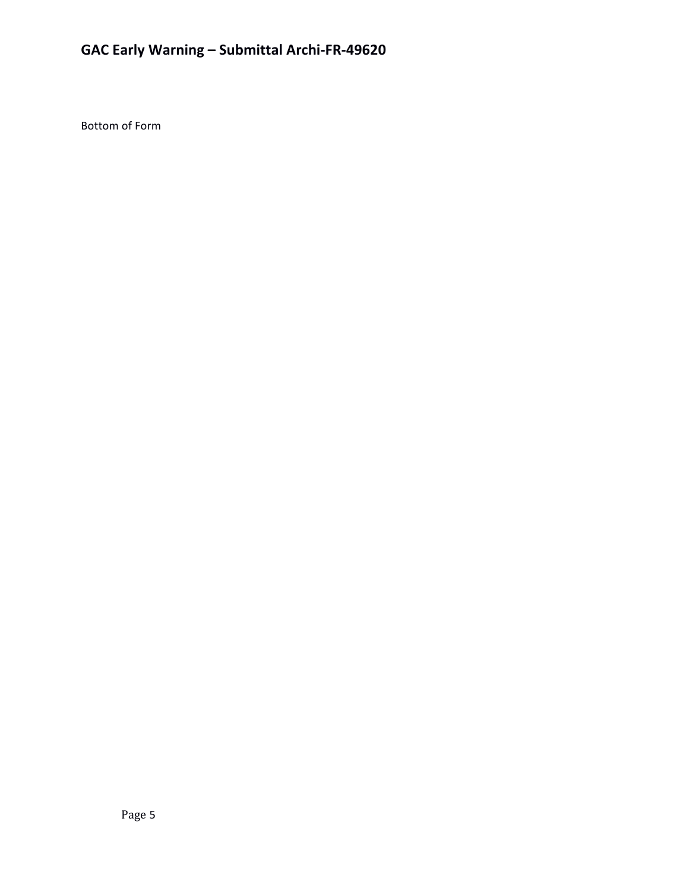Bottom of Form